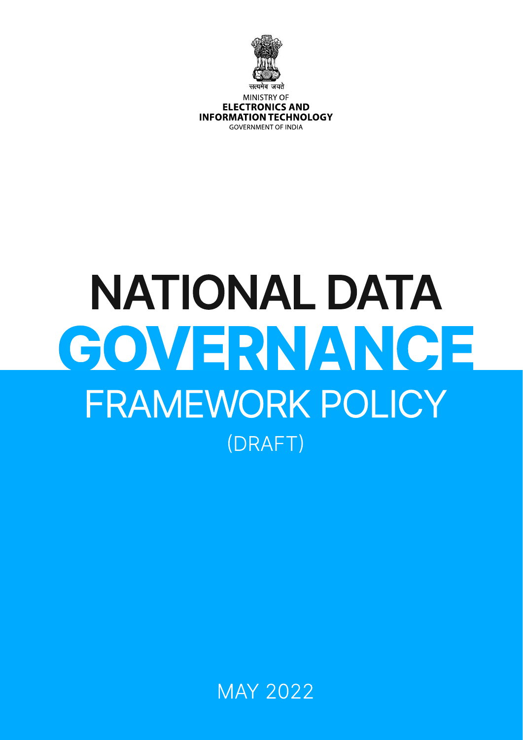सत्यमेव जयते

MINISTRY OF
**ELECTRONICS AND INFORMATION TECHNOLOGY**
GOVERNMENT OF INDIA

# NATIONAL DATA GOVERNANCE FRAMEWORK POLICY

(DRAFT)

MAY 2022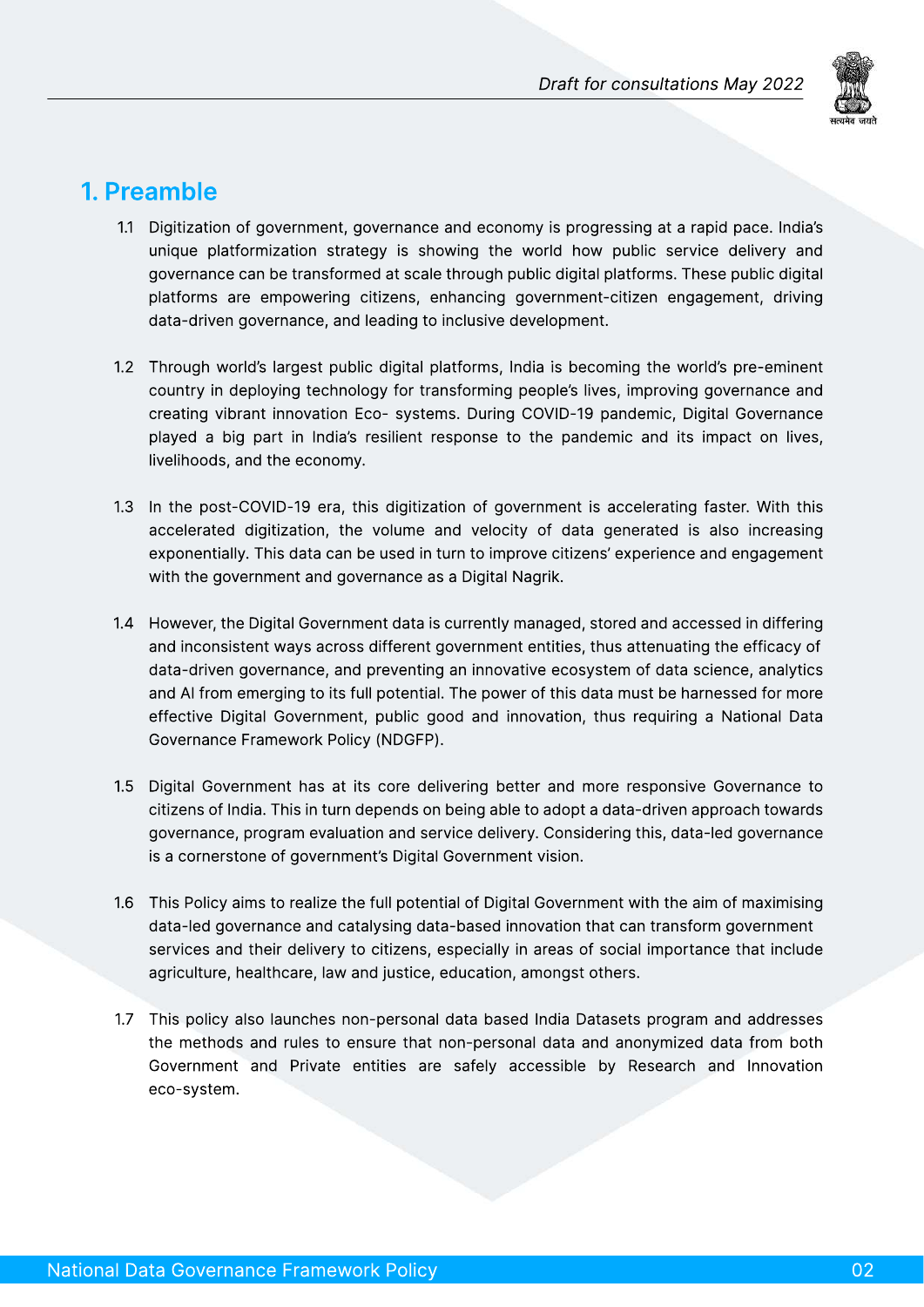# 1. Preamble

1.1 Digitization of government, governance and economy is progressing at a rapid pace. India's unique platformization strategy is showing the world how public service delivery and governance can be transformed at scale through public digital platforms. These public digital platforms are empowering citizens, enhancing government-citizen engagement, driving data-driven governance, and leading to inclusive development.

1.2 Through world's largest public digital platforms, India is becoming the world's pre-eminent country in deploying technology for transforming people's lives, improving governance and creating vibrant innovation Eco- systems. During COVID-19 pandemic, Digital Governance played a big part in India's resilient response to the pandemic and its impact on lives, livelihoods, and the economy.

1.3 In the post-COVID-19 era, this digitization of government is accelerating faster. With this accelerated digitization, the volume and velocity of data generated is also increasing exponentially. This data can be used in turn to improve citizens' experience and engagement with the government and governance as a Digital Nagrik.

1.4 However, the Digital Government data is currently managed, stored and accessed in differing and inconsistent ways across different government entities, thus attenuating the efficacy of data-driven governance, and preventing an innovative ecosystem of data science, analytics and AI from emerging to its full potential. The power of this data must be harnessed for more effective Digital Government, public good and innovation, thus requiring a National Data Governance Framework Policy (NDGFP).

1.5 Digital Government has at its core delivering better and more responsive Governance to citizens of India. This in turn depends on being able to adopt a data-driven approach towards governance, program evaluation and service delivery. Considering this, data-led governance is a cornerstone of government's Digital Government vision.

1.6 This Policy aims to realize the full potential of Digital Government with the aim of maximising data-led governance and catalysing data-based innovation that can transform government services and their delivery to citizens, especially in areas of social importance that include agriculture, healthcare, law and justice, education, amongst others.

1.7 This policy also launches non-personal data based India Datasets program and addresses the methods and rules to ensure that non-personal data and anonymized data from both Government and Private entities are safely accessible by Research and Innovation eco-system.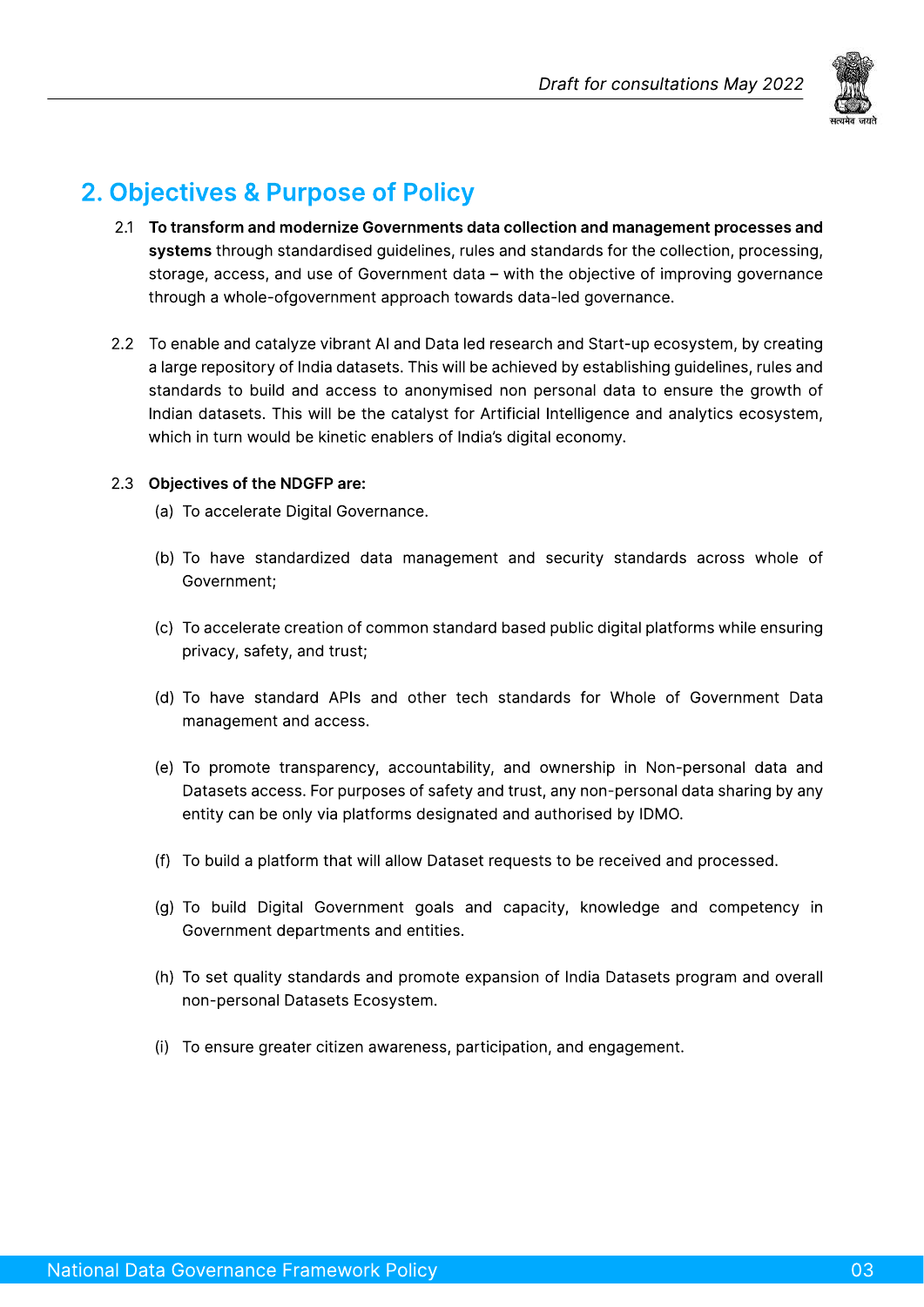## 2. Objectives & Purpose of Policy

2.1 **To transform and modernize Governments data collection and management processes and systems** through standardised guidelines, rules and standards for the collection, processing, storage, access, and use of Government data – with the objective of improving governance through a whole-ofgovernment approach towards data-led governance.

2.2 To enable and catalyze vibrant AI and Data led research and Start-up ecosystem, by creating a large repository of India datasets. This will be achieved by establishing guidelines, rules and standards to build and access to anonymised non personal data to ensure the growth of Indian datasets. This will be the catalyst for Artificial Intelligence and analytics ecosystem, which in turn would be kinetic enablers of India's digital economy.

2.3 **Objectives of the NDGFP are:**

(a) To accelerate Digital Governance.

(b) To have standardized data management and security standards across whole of Government;

(c) To accelerate creation of common standard based public digital platforms while ensuring privacy, safety, and trust;

(d) To have standard APIs and other tech standards for Whole of Government Data management and access.

(e) To promote transparency, accountability, and ownership in Non-personal data and Datasets access. For purposes of safety and trust, any non-personal data sharing by any entity can be only via platforms designated and authorised by IDMO.

(f) To build a platform that will allow Dataset requests to be received and processed.

(g) To build Digital Government goals and capacity, knowledge and competency in Government departments and entities.

(h) To set quality standards and promote expansion of India Datasets program and overall non-personal Datasets Ecosystem.

(i) To ensure greater citizen awareness, participation, and engagement.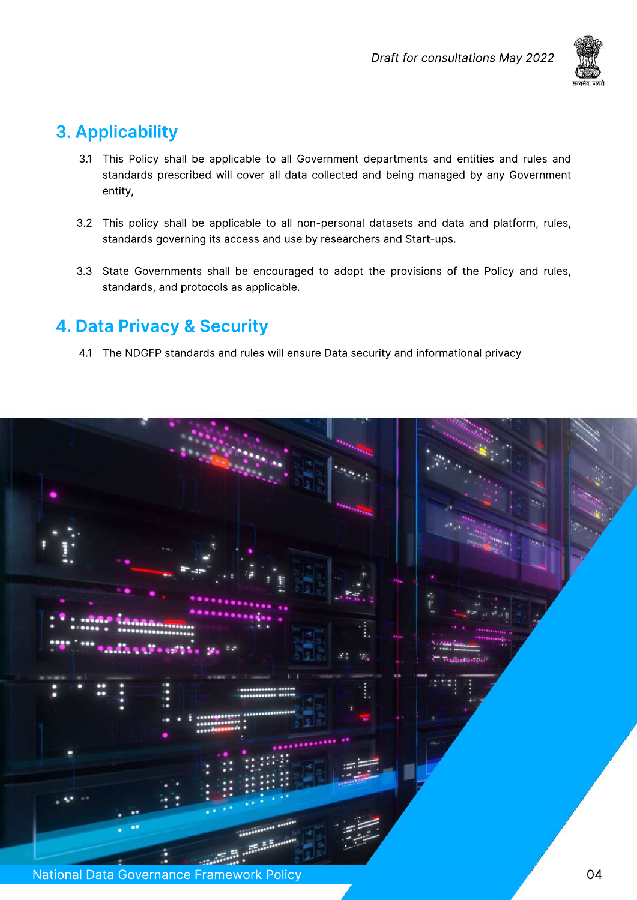## 3. Applicability

3.1 This Policy shall be applicable to all Government departments and entities and rules and standards prescribed will cover all data collected and being managed by any Government entity,

3.2 This policy shall be applicable to all non-personal datasets and data and platform, rules, standards governing its access and use by researchers and Start-ups.

3.3 State Governments shall be encouraged to adopt the provisions of the Policy and rules, standards, and protocols as applicable.

## 4. Data Privacy & Security

4.1 The NDGFP standards and rules will ensure Data security and informational privacy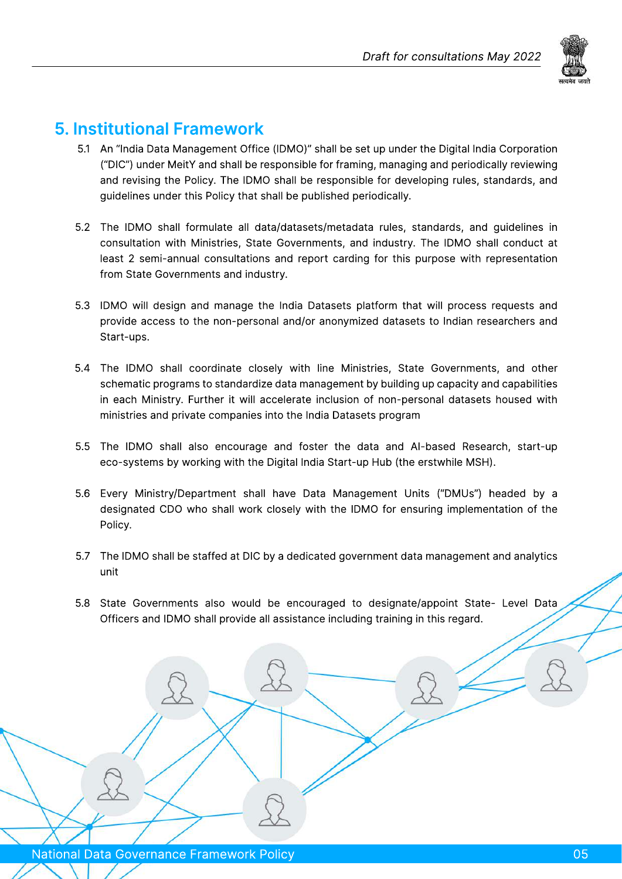# 5. Institutional Framework

5.1 An "India Data Management Office (IDMO)" shall be set up under the Digital India Corporation ("DIC") under MeitY and shall be responsible for framing, managing and periodically reviewing and revising the Policy. The IDMO shall be responsible for developing rules, standards, and guidelines under this Policy that shall be published periodically.

5.2 The IDMO shall formulate all data/datasets/metadata rules, standards, and guidelines in consultation with Ministries, State Governments, and industry. The IDMO shall conduct at least 2 semi-annual consultations and report carding for this purpose with representation from State Governments and industry.

5.3 IDMO will design and manage the India Datasets platform that will process requests and provide access to the non-personal and/or anonymized datasets to Indian researchers and Start-ups.

5.4 The IDMO shall coordinate closely with line Ministries, State Governments, and other schematic programs to standardize data management by building up capacity and capabilities in each Ministry. Further it will accelerate inclusion of non-personal datasets housed with ministries and private companies into the India Datasets program

5.5 The IDMO shall also encourage and foster the data and AI-based Research, start-up eco-systems by working with the Digital India Start-up Hub (the erstwhile MSH).

5.6 Every Ministry/Department shall have Data Management Units ("DMUs") headed by a designated CDO who shall work closely with the IDMO for ensuring implementation of the Policy.

5.7 The IDMO shall be staffed at DIC by a dedicated government data management and analytics unit

5.8 State Governments also would be encouraged to designate/appoint State- Level Data Officers and IDMO shall provide all assistance including training in this regard.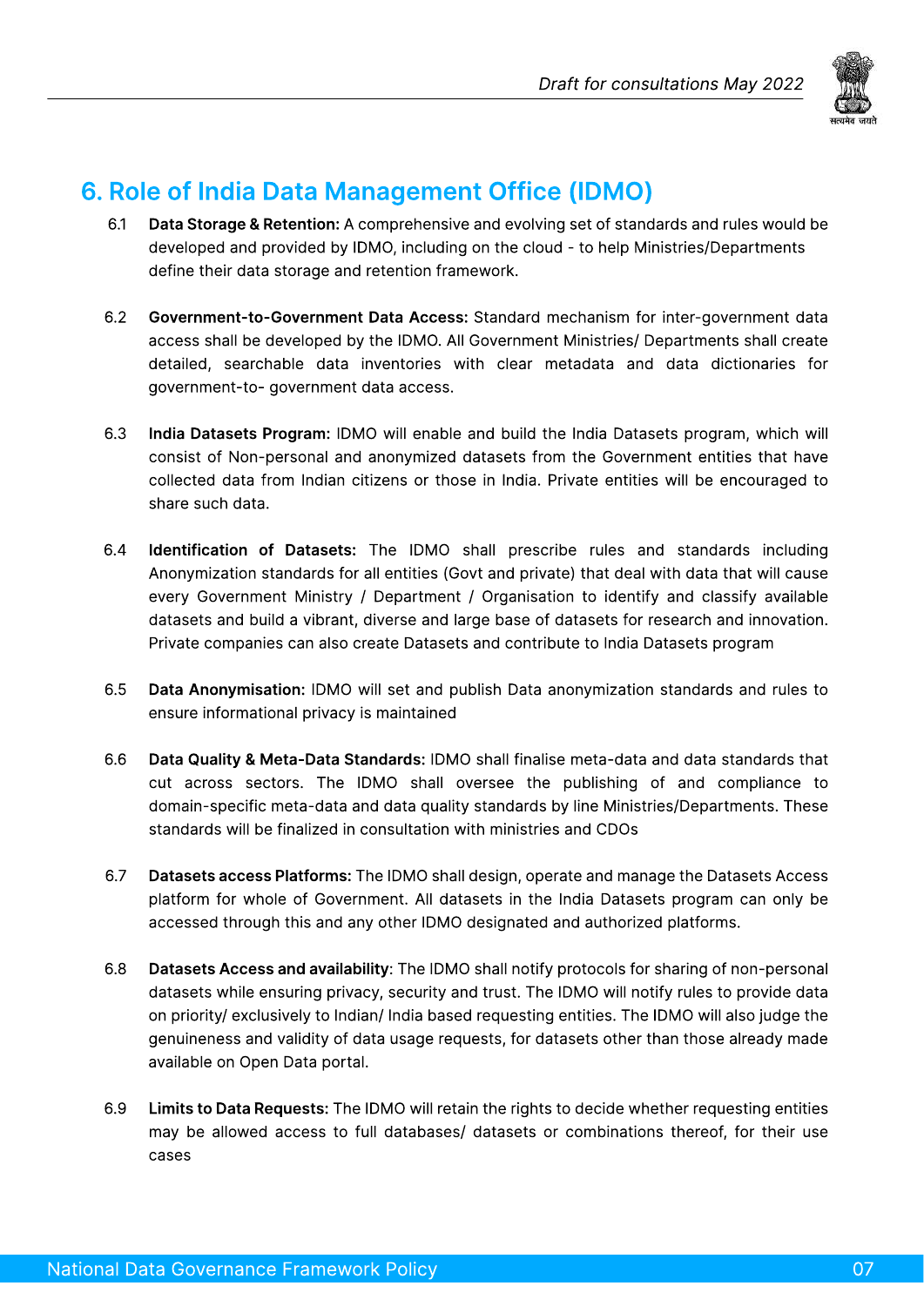# 6. Role of India Data Management Office (IDMO)

6.1 **Data Storage & Retention:** A comprehensive and evolving set of standards and rules would be developed and provided by IDMO, including on the cloud - to help Ministries/Departments define their data storage and retention framework.

6.2 **Government-to-Government Data Access:** Standard mechanism for inter-government data access shall be developed by the IDMO. All Government Ministries/ Departments shall create detailed, searchable data inventories with clear metadata and data dictionaries for government-to- government data access.

6.3 **India Datasets Program:** IDMO will enable and build the India Datasets program, which will consist of Non-personal and anonymized datasets from the Government entities that have collected data from Indian citizens or those in India. Private entities will be encouraged to share such data.

6.4 **Identification of Datasets:** The IDMO shall prescribe rules and standards including Anonymization standards for all entities (Govt and private) that deal with data that will cause every Government Ministry / Department / Organisation to identify and classify available datasets and build a vibrant, diverse and large base of datasets for research and innovation. Private companies can also create Datasets and contribute to India Datasets program

6.5 **Data Anonymisation:** IDMO will set and publish Data anonymization standards and rules to ensure informational privacy is maintained

6.6 **Data Quality & Meta-Data Standards:** IDMO shall finalise meta-data and data standards that cut across sectors. The IDMO shall oversee the publishing of and compliance to domain-specific meta-data and data quality standards by line Ministries/Departments. These standards will be finalized in consultation with ministries and CDOs

6.7 **Datasets access Platforms:** The IDMO shall design, operate and manage the Datasets Access platform for whole of Government. All datasets in the India Datasets program can only be accessed through this and any other IDMO designated and authorized platforms.

6.8 **Datasets Access and availability**: The IDMO shall notify protocols for sharing of non-personal datasets while ensuring privacy, security and trust. The IDMO will notify rules to provide data on priority/ exclusively to Indian/ India based requesting entities. The IDMO will also judge the genuineness and validity of data usage requests, for datasets other than those already made available on Open Data portal.

6.9 **Limits to Data Requests:** The IDMO will retain the rights to decide whether requesting entities may be allowed access to full databases/ datasets or combinations thereof, for their use cases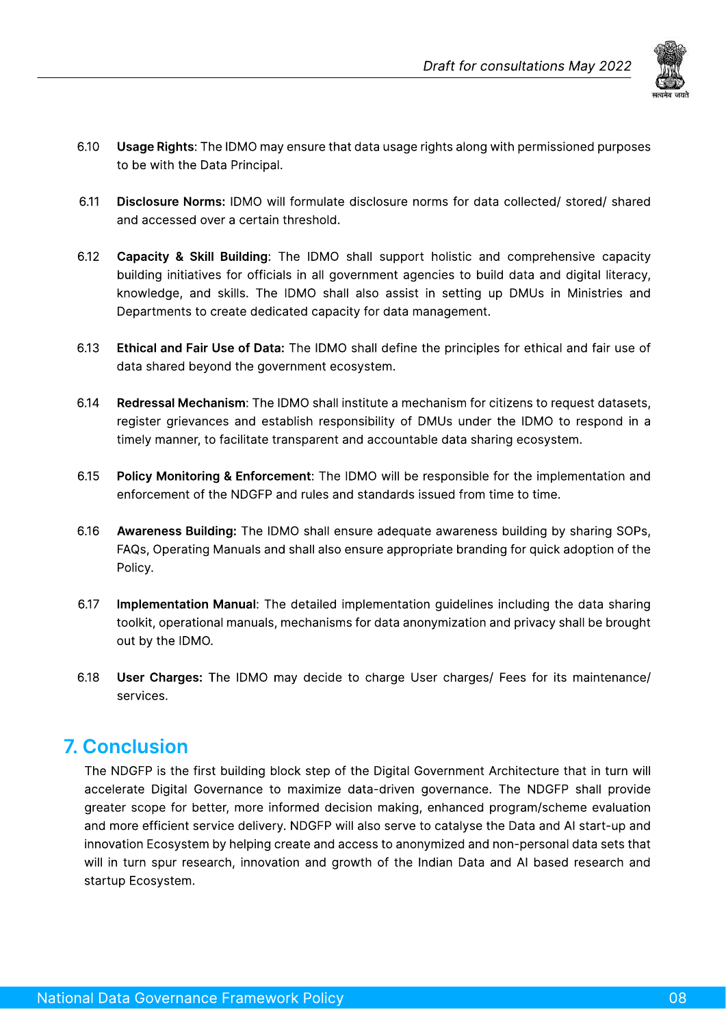6.10 **Usage Rights**: The IDMO may ensure that data usage rights along with permissioned purposes to be with the Data Principal.

6.11 **Disclosure Norms:** IDMO will formulate disclosure norms for data collected/ stored/ shared and accessed over a certain threshold.

6.12 **Capacity & Skill Building**: The IDMO shall support holistic and comprehensive capacity building initiatives for officials in all government agencies to build data and digital literacy, knowledge, and skills. The IDMO shall also assist in setting up DMUs in Ministries and Departments to create dedicated capacity for data management.

6.13 **Ethical and Fair Use of Data:** The IDMO shall define the principles for ethical and fair use of data shared beyond the government ecosystem.

6.14 **Redressal Mechanism**: The IDMO shall institute a mechanism for citizens to request datasets, register grievances and establish responsibility of DMUs under the IDMO to respond in a timely manner, to facilitate transparent and accountable data sharing ecosystem.

6.15 **Policy Monitoring & Enforcement**: The IDMO will be responsible for the implementation and enforcement of the NDGFP and rules and standards issued from time to time.

6.16 **Awareness Building:** The IDMO shall ensure adequate awareness building by sharing SOPs, FAQs, Operating Manuals and shall also ensure appropriate branding for quick adoption of the Policy.

6.17 **Implementation Manual**: The detailed implementation guidelines including the data sharing toolkit, operational manuals, mechanisms for data anonymization and privacy shall be brought out by the IDMO.

6.18 **User Charges:** The IDMO may decide to charge User charges/ Fees for its maintenance/ services.

## 7. Conclusion

The NDGFP is the first building block step of the Digital Government Architecture that in turn will accelerate Digital Governance to maximize data-driven governance. The NDGFP shall provide greater scope for better, more informed decision making, enhanced program/scheme evaluation and more efficient service delivery. NDGFP will also serve to catalyse the Data and AI start-up and innovation Ecosystem by helping create and access to anonymized and non-personal data sets that will in turn spur research, innovation and growth of the Indian Data and AI based research and startup Ecosystem.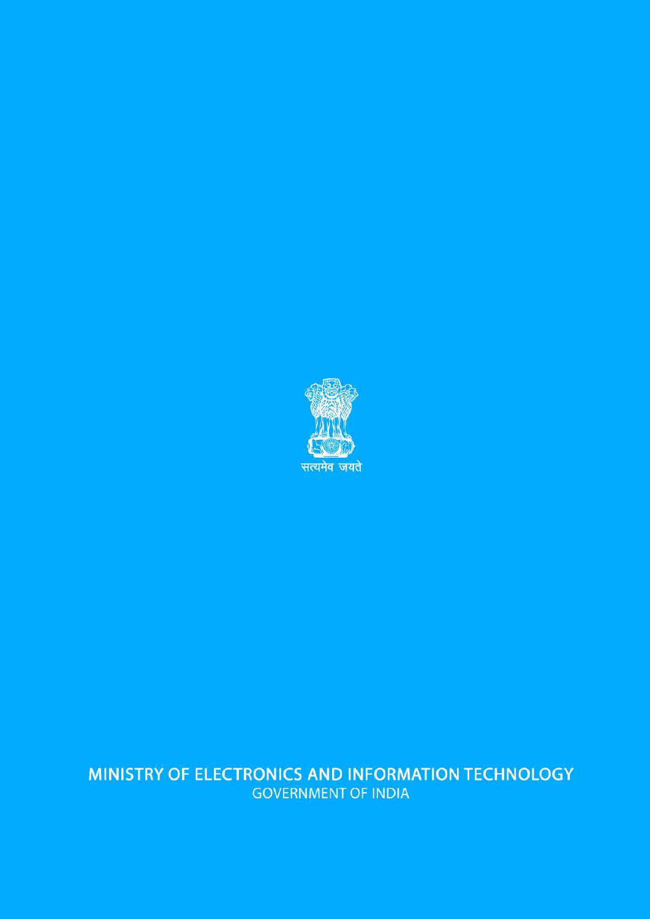सत्यमेव जयते

MINISTRY OF ELECTRONICS AND INFORMATION TECHNOLOGY
GOVERNMENT OF INDIA